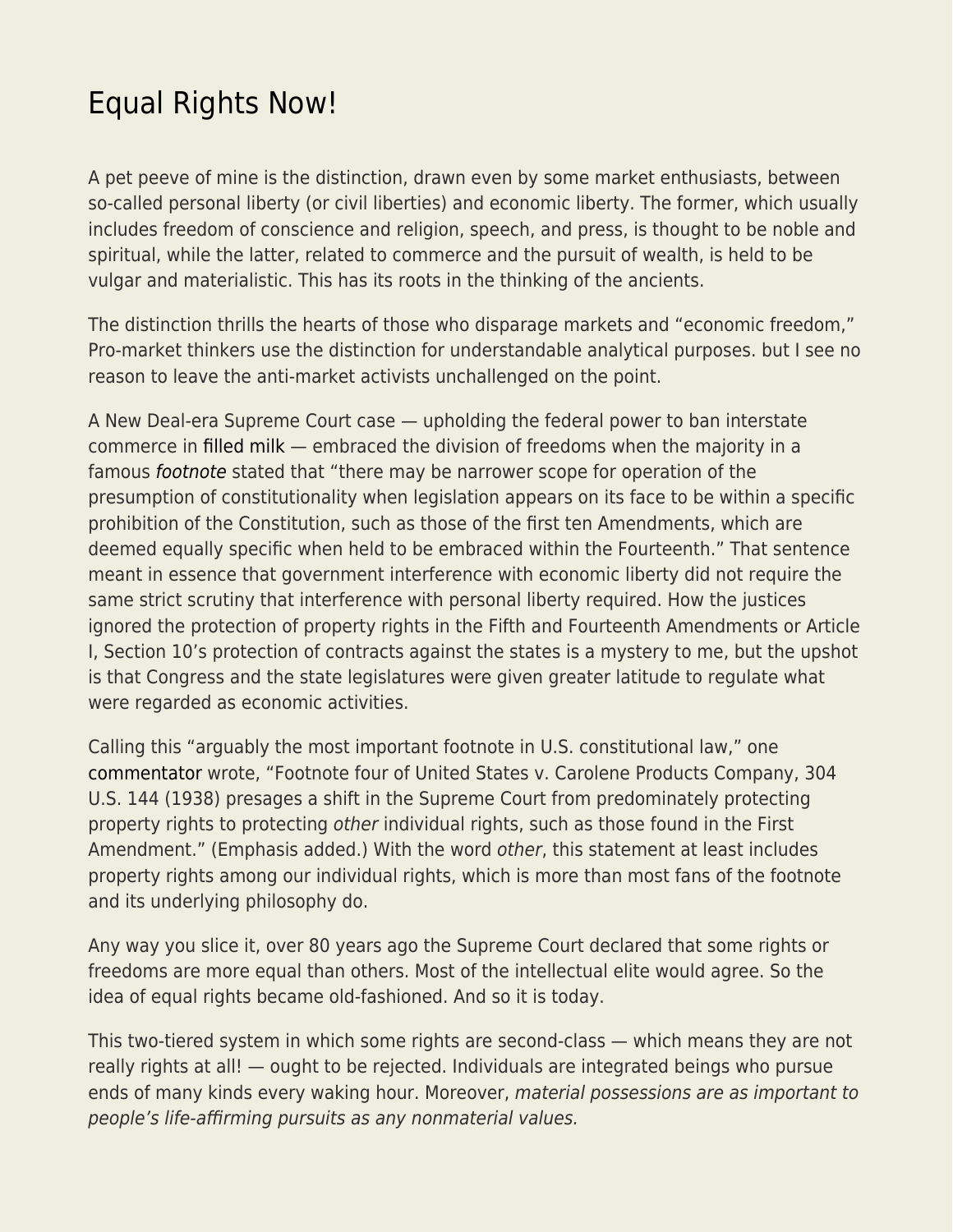# Equal Rights Now!

A pet peeve of mine is the distinction, drawn even by some market enthusiasts, between so-called personal liberty (or civil liberties) and economic liberty. The former, which usually includes freedom of conscience and religion, speech, and press, is thought to be noble and spiritual, while the latter, related to commerce and the pursuit of wealth, is held to be vulgar and materialistic. This has its roots in the thinking of the ancients.

The distinction thrills the hearts of those who disparage markets and "economic freedom," Pro-market thinkers use the distinction for understandable analytical purposes. but I see no reason to leave the anti-market activists unchallenged on the point.

A New Deal-era Supreme Court case — upholding the federal power to ban interstate commerce in filled milk — embraced the division of freedoms when the majority in a famous *footnote* stated that "there may be narrower scope for operation of the presumption of constitutionality when legislation appears on its face to be within a specific prohibition of the Constitution, such as those of the first ten Amendments, which are deemed equally specific when held to be embraced within the Fourteenth." That sentence meant in essence that government interference with economic liberty did not require the same strict scrutiny that interference with personal liberty required. How the justices ignored the protection of property rights in the Fifth and Fourteenth Amendments or Article I, Section 10's protection of contracts against the states is a mystery to me, but the upshot is that Congress and the state legislatures were given greater latitude to regulate what were regarded as economic activities.

Calling this "arguably the most important footnote in U.S. constitutional law," one commentator wrote, "Footnote four of United States v. Carolene Products Company, 304 U.S. 144 (1938) presages a shift in the Supreme Court from predominately protecting property rights to protecting *other* individual rights, such as those found in the First Amendment." (Emphasis added.) With the word *other*, this statement at least includes property rights among our individual rights, which is more than most fans of the footnote and its underlying philosophy do.

Any way you slice it, over 80 years ago the Supreme Court declared that some rights or freedoms are more equal than others. Most of the intellectual elite would agree. So the idea of equal rights became old-fashioned. And so it is today.

This two-tiered system in which some rights are second-class — which means they are not really rights at all! — ought to be rejected. Individuals are integrated beings who pursue ends of many kinds every waking hour. Moreover, *material possessions are as important to people's life-affirming pursuits as any nonmaterial values.*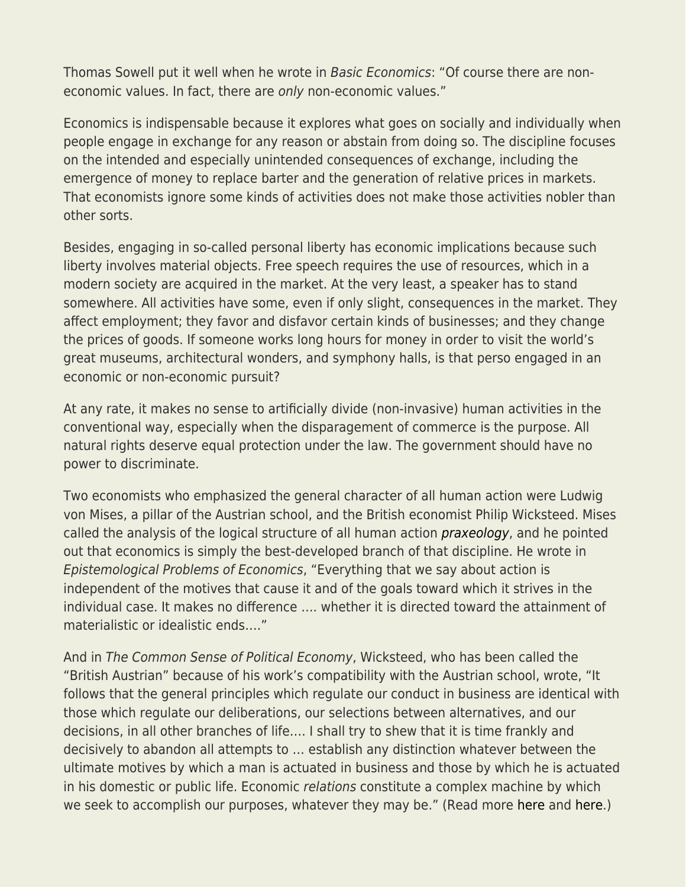Thomas Sowell put it well when he wrote in *Basic Economics*: "Of course there are non-economic values. In fact, there are *only* non-economic values."

Economics is indispensable because it explores what goes on socially and individually when people engage in exchange for any reason or abstain from doing so. The discipline focuses on the intended and especially unintended consequences of exchange, including the emergence of money to replace barter and the generation of relative prices in markets. That economists ignore some kinds of activities does not make those activities nobler than other sorts.

Besides, engaging in so-called personal liberty has economic implications because such liberty involves material objects. Free speech requires the use of resources, which in a modern society are acquired in the market. At the very least, a speaker has to stand somewhere. All activities have some, even if only slight, consequences in the market. They affect employment; they favor and disfavor certain kinds of businesses; and they change the prices of goods. If someone works long hours for money in order to visit the world's great museums, architectural wonders, and symphony halls, is that perso engaged in an economic or non-economic pursuit?

At any rate, it makes no sense to artificially divide (non-invasive) human activities in the conventional way, especially when the disparagement of commerce is the purpose. All natural rights deserve equal protection under the law. The government should have no power to discriminate.

Two economists who emphasized the general character of all human action were Ludwig von Mises, a pillar of the Austrian school, and the British economist Philip Wicksteed. Mises called the analysis of the logical structure of all human action *praxeology*, and he pointed out that economics is simply the best-developed branch of that discipline. He wrote in *Epistemological Problems of Economics*, "Everything that we say about action is independent of the motives that cause it and of the goals toward which it strives in the individual case. It makes no difference …. whether it is directed toward the attainment of materialistic or idealistic ends…."

And in *The Common Sense of Political Economy*, Wicksteed, who has been called the "British Austrian" because of his work's compatibility with the Austrian school, wrote, "It follows that the general principles which regulate our conduct in business are identical with those which regulate our deliberations, our selections between alternatives, and our decisions, in all other branches of life…. I shall try to shew that it is time frankly and decisively to abandon all attempts to … establish any distinction whatever between the ultimate motives by which a man is actuated in business and those by which he is actuated in his domestic or public life. Economic *relations* constitute a complex machine by which we seek to accomplish our purposes, whatever they may be." (Read more here and here.)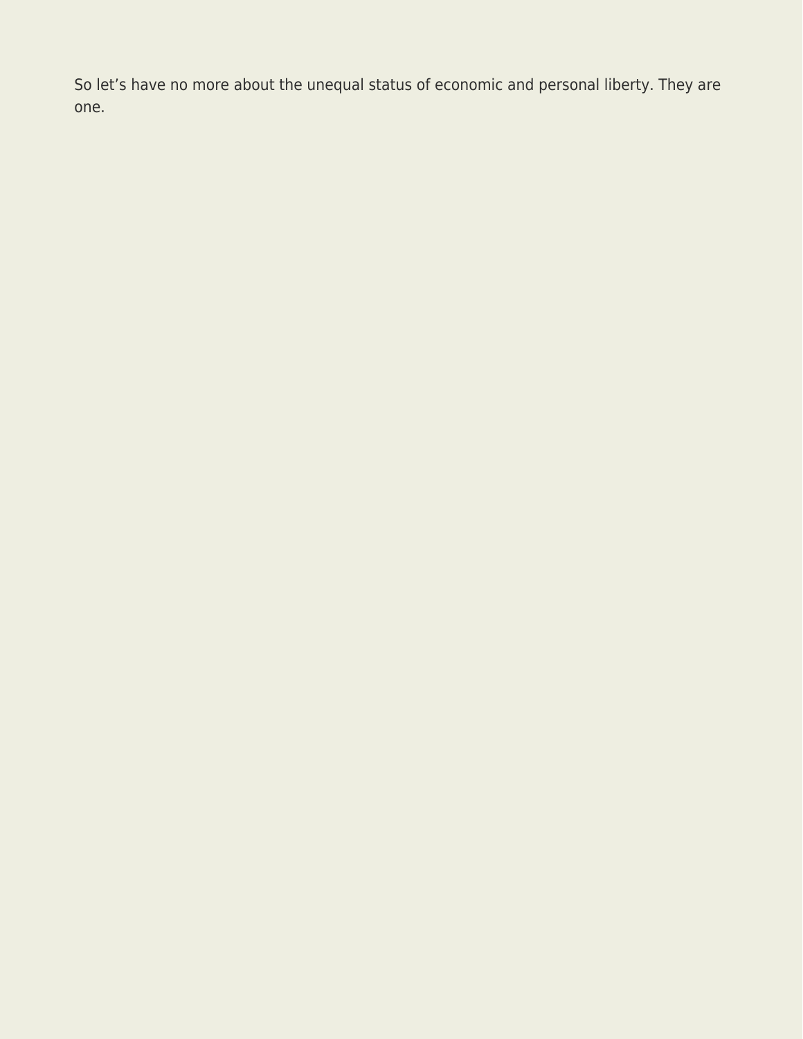So let’s have no more about the unequal status of economic and personal liberty. They are one.